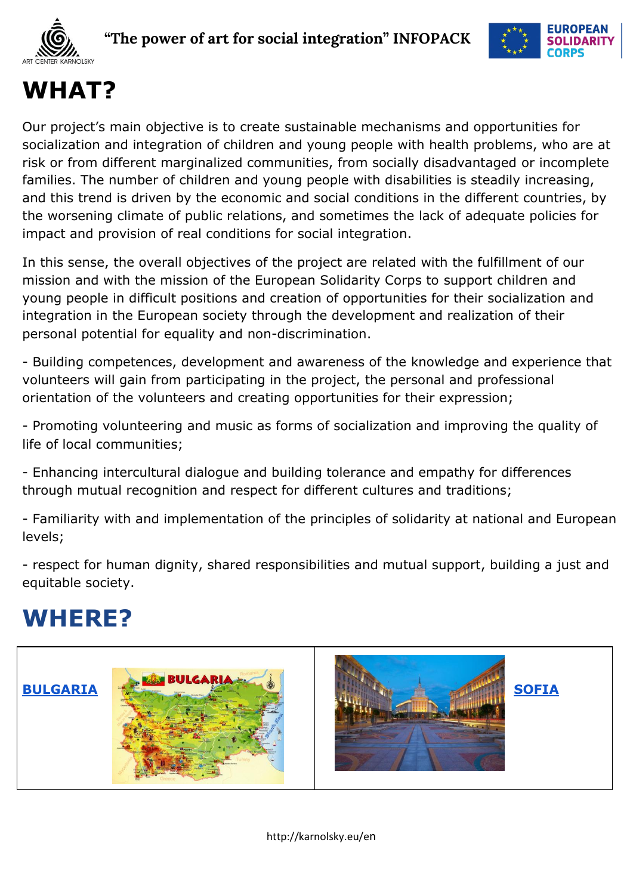# WHAT?

Our project's main objective is to create sustainable mechanisms and opportunities for socialization and integration of children and young people with health problems, who are at risk or from different marginalized communities, from socially disadvantaged or incomplete families. The number of children and young people with disabilities is steadily increasing, and this trend is driven by the economic and social conditions in the different countries, by the worsening climate of public relations, and sometimes the lack of adequate policies for impact and provision of real conditions for social integration.

In this sense, the overall objectives of the project are related with the fulfillment of our mission and with the mission of the European Solidarity Corps to support children and young people in difficult positions and creation of opportunities for their socialization and integration in the European society through the development and realization of their personal potential for equality and non-discrimination.

- Building competences, development and awareness of the knowledge and experience that volunteers will gain from participating in the project, the personal and professional orientation of the volunteers and creating opportunities for their expression;

- Promoting volunteering and music as forms of socialization and improving the quality of life of local communities;

- Enhancing intercultural dialogue and building tolerance and empathy for differences through mutual recognition and respect for different cultures and traditions;

- Familiarity with and implementation of the principles of solidarity at national and European levels;

- respect for human dignity, shared responsibilities and mutual support, building a just and equitable society.

# WHERE?

| **BULGARIA** | **SOFIA** |
|---|---|

http://karnolsky.eu/en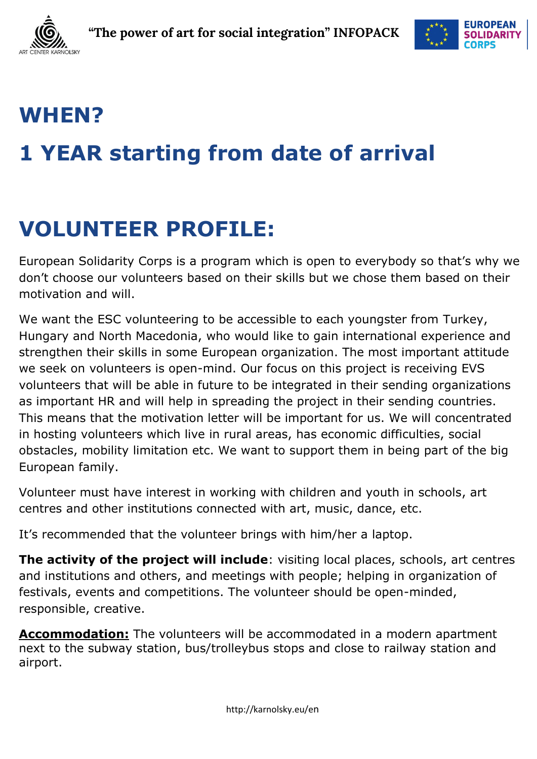# WHEN?

# 1 YEAR starting from date of arrival

# VOLUNTEER PROFILE:

European Solidarity Corps is a program which is open to everybody so that's why we don't choose our volunteers based on their skills but we chose them based on their motivation and will.

We want the ESC volunteering to be accessible to each youngster from Turkey, Hungary and North Macedonia, who would like to gain international experience and strengthen their skills in some European organization. The most important attitude we seek on volunteers is open-mind. Our focus on this project is receiving EVS volunteers that will be able in future to be integrated in their sending organizations as important HR and will help in spreading the project in their sending countries. This means that the motivation letter will be important for us. We will concentrated in hosting volunteers which live in rural areas, has economic difficulties, social obstacles, mobility limitation etc. We want to support them in being part of the big European family.

Volunteer must have interest in working with children and youth in schools, art centres and other institutions connected with art, music, dance, etc.

It's recommended that the volunteer brings with him/her a laptop.

**The activity of the project will include**: visiting local places, schools, art centres and institutions and others, and meetings with people; helping in organization of festivals, events and competitions. The volunteer should be open-minded, responsible, creative.

**Accommodation:** The volunteers will be accommodated in a modern apartment next to the subway station, bus/trolleybus stops and close to railway station and airport.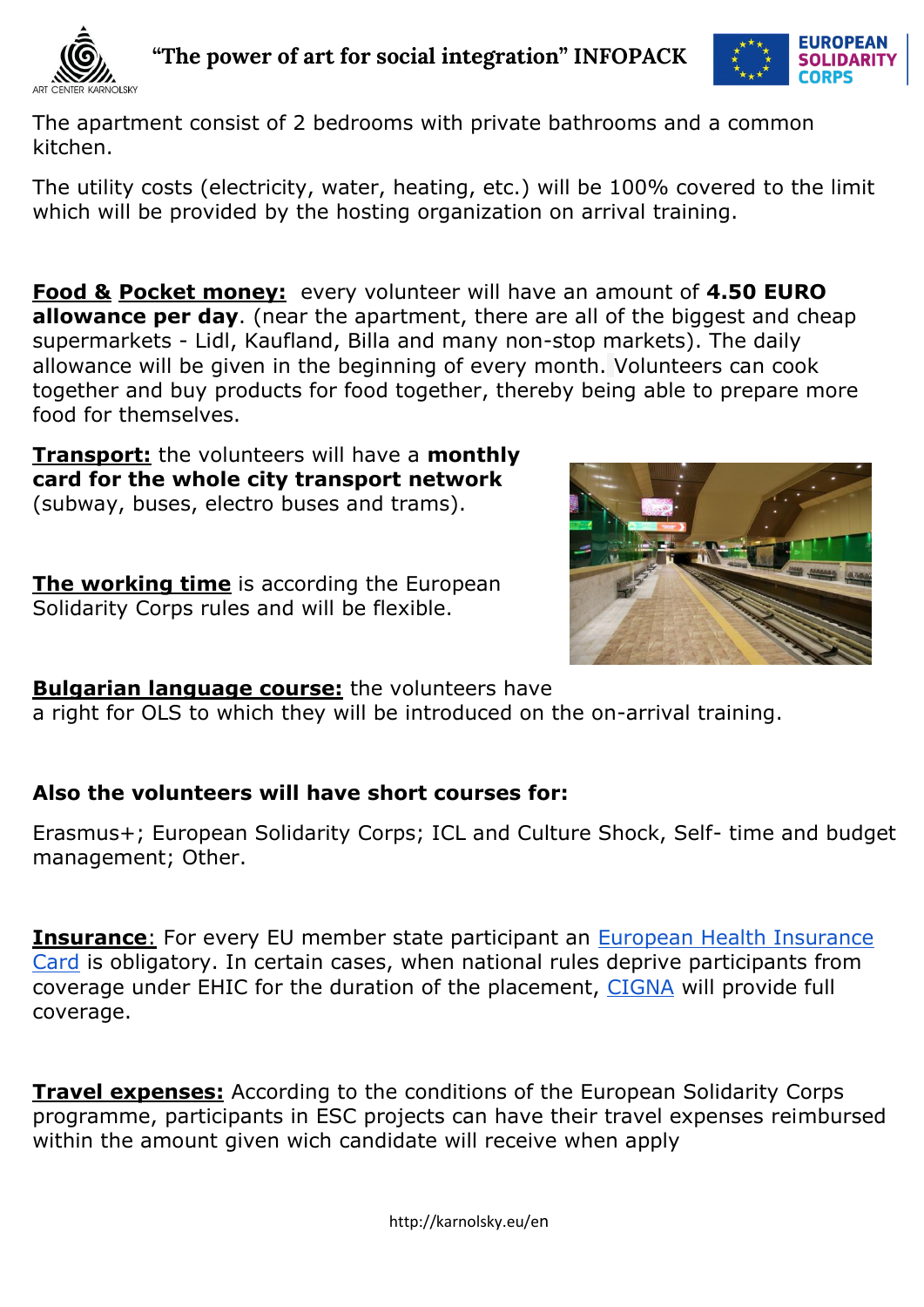The apartment consist of 2 bedrooms with private bathrooms and a common kitchen.

The utility costs (electricity, water, heating, etc.) will be 100% covered to the limit which will be provided by the hosting organization on arrival training.

**Food & Pocket money:** every volunteer will have an amount of **4.50 EURO allowance per day**. (near the apartment, there are all of the biggest and cheap supermarkets - Lidl, Kaufland, Billa and many non-stop markets). The daily allowance will be given in the beginning of every month. Volunteers can cook together and buy products for food together, thereby being able to prepare more food for themselves.

**Transport:** the volunteers will have a **monthly card for the whole city transport network** (subway, buses, electro buses and trams).

**The working time** is according the European Solidarity Corps rules and will be flexible.

**Bulgarian language course:** the volunteers have a right for OLS to which they will be introduced on the on-arrival training.

**Also the volunteers will have short courses for:**

Erasmus+; European Solidarity Corps; ICL and Culture Shock, Self- time and budget management; Other.

**Insurance**: For every EU member state participant an European Health Insurance Card is obligatory. In certain cases, when national rules deprive participants from coverage under EHIC for the duration of the placement, CIGNA will provide full coverage.

**Travel expenses:** According to the conditions of the European Solidarity Corps programme, participants in ESC projects can have their travel expenses reimbursed within the amount given wich candidate will receive when apply

http://karnolsky.eu/en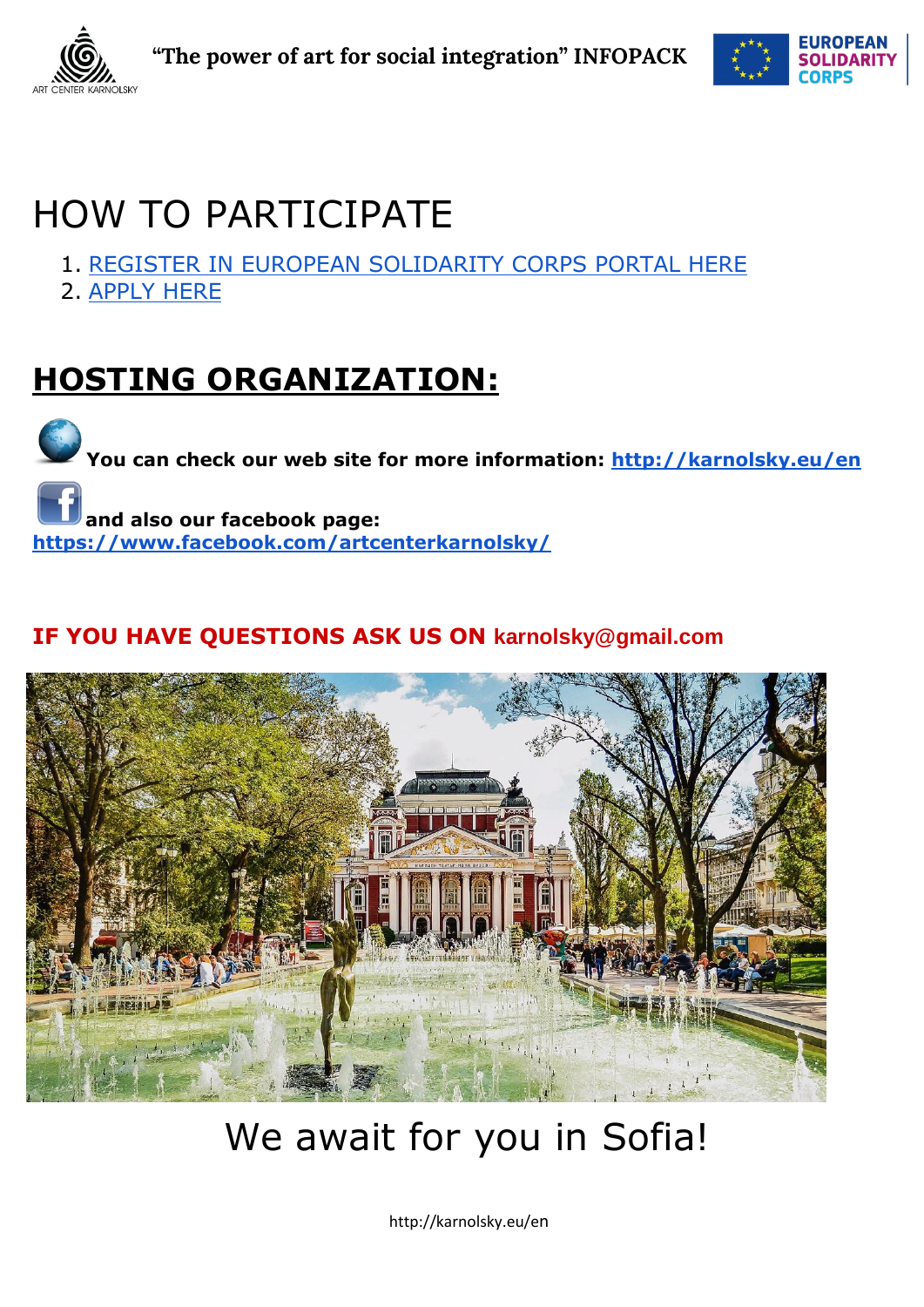# HOW TO PARTICIPATE

1. REGISTER IN EUROPEAN SOLIDARITY CORPS PORTAL HERE
2. APPLY HERE

## HOSTING ORGANIZATION:

**You can check our web site for more information: http://karnolsky.eu/en**

**and also our facebook page:**
**https://www.facebook.com/artcenterkarnolsky/**

**IF YOU HAVE QUESTIONS ASK US ON karnolsky@gmail.com**

We await for you in Sofia!